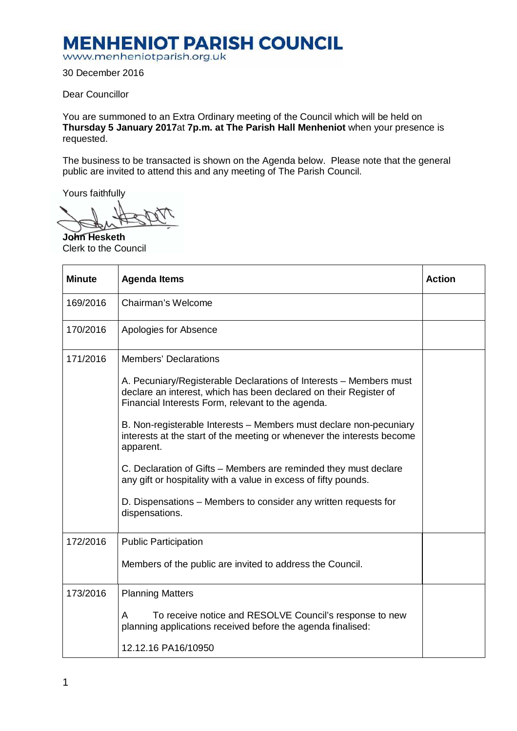# MENHENIOT PARISH COUNCIL

www.menheniotparish.org.uk

30 December 2016

Dear Councillor

You are summoned to an Extra Ordinary meeting of the Council which will be held on **Thursday 5 January 2017**at **7p.m. at The Parish Hall Menheniot** when your presence is requested.

The business to be transacted is shown on the Agenda below. Please note that the general public are invited to attend this and any meeting of The Parish Council.

Yours faithfully

**John Hesketh**
Clerk to the Council

| Minute | Agenda Items | Action |
|---|---|---|
| 169/2016 | Chairman's Welcome | |
| 170/2016 | Apologies for Absence | |
| 171/2016 | Members' Declarations<br><br>A. Pecuniary/Registerable Declarations of Interests – Members must declare an interest, which has been declared on their Register of Financial Interests Form, relevant to the agenda.<br><br>B. Non-registerable Interests – Members must declare non-pecuniary interests at the start of the meeting or whenever the interests become apparent.<br><br>C. Declaration of Gifts – Members are reminded they must declare any gift or hospitality with a value in excess of fifty pounds.<br><br>D. Dispensations – Members to consider any written requests for dispensations. | |
| 172/2016 | Public Participation<br><br>Members of the public are invited to address the Council. | |
| 173/2016 | Planning Matters<br><br>A To receive notice and RESOLVE Council's response to new planning applications received before the agenda finalised:<br><br>12.12.16 PA16/10950 | |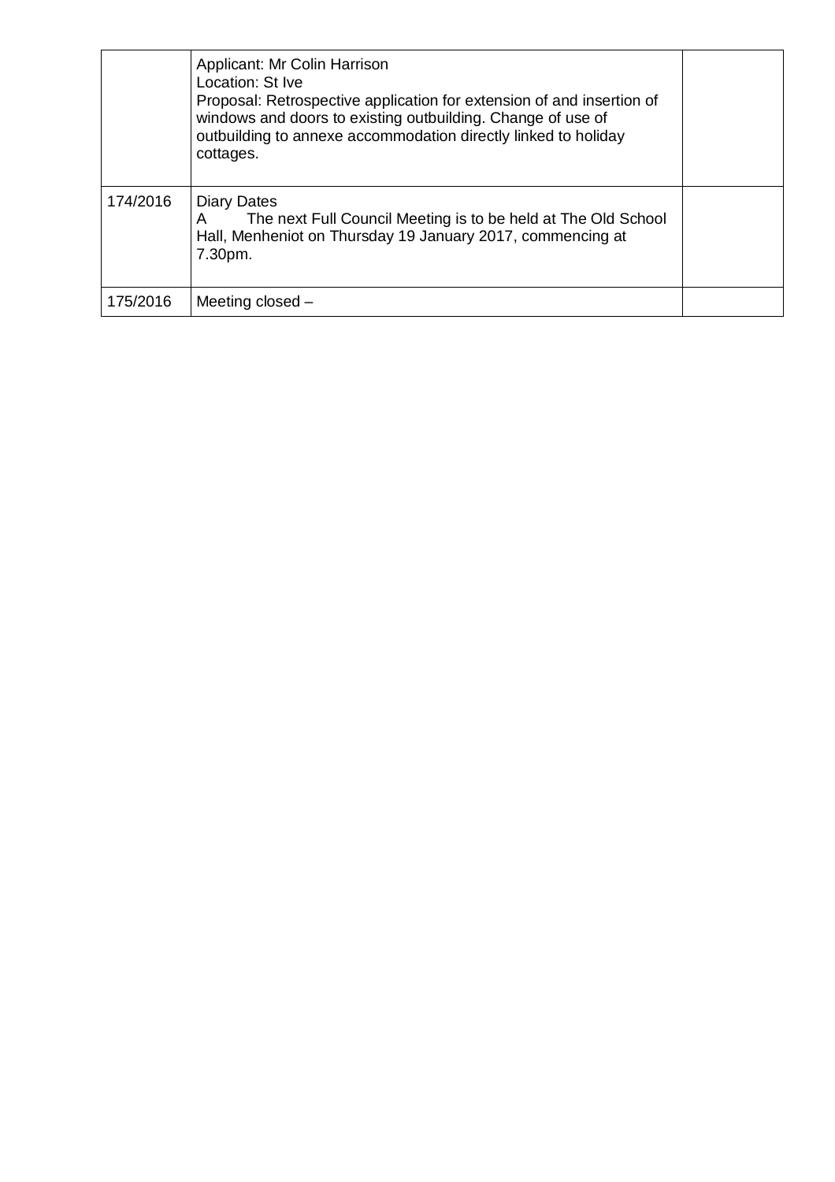| | | |
|---|---|---|
| | Applicant: Mr Colin Harrison<br>Location: St Ive<br>Proposal: Retrospective application for extension of and insertion of windows and doors to existing outbuilding. Change of use of outbuilding to annexe accommodation directly linked to holiday cottages. | |
| 174/2016 | Diary Dates<br>A The next Full Council Meeting is to be held at The Old School Hall, Menheniot on Thursday 19 January 2017, commencing at 7.30pm. | |
| 175/2016 | Meeting closed – | |